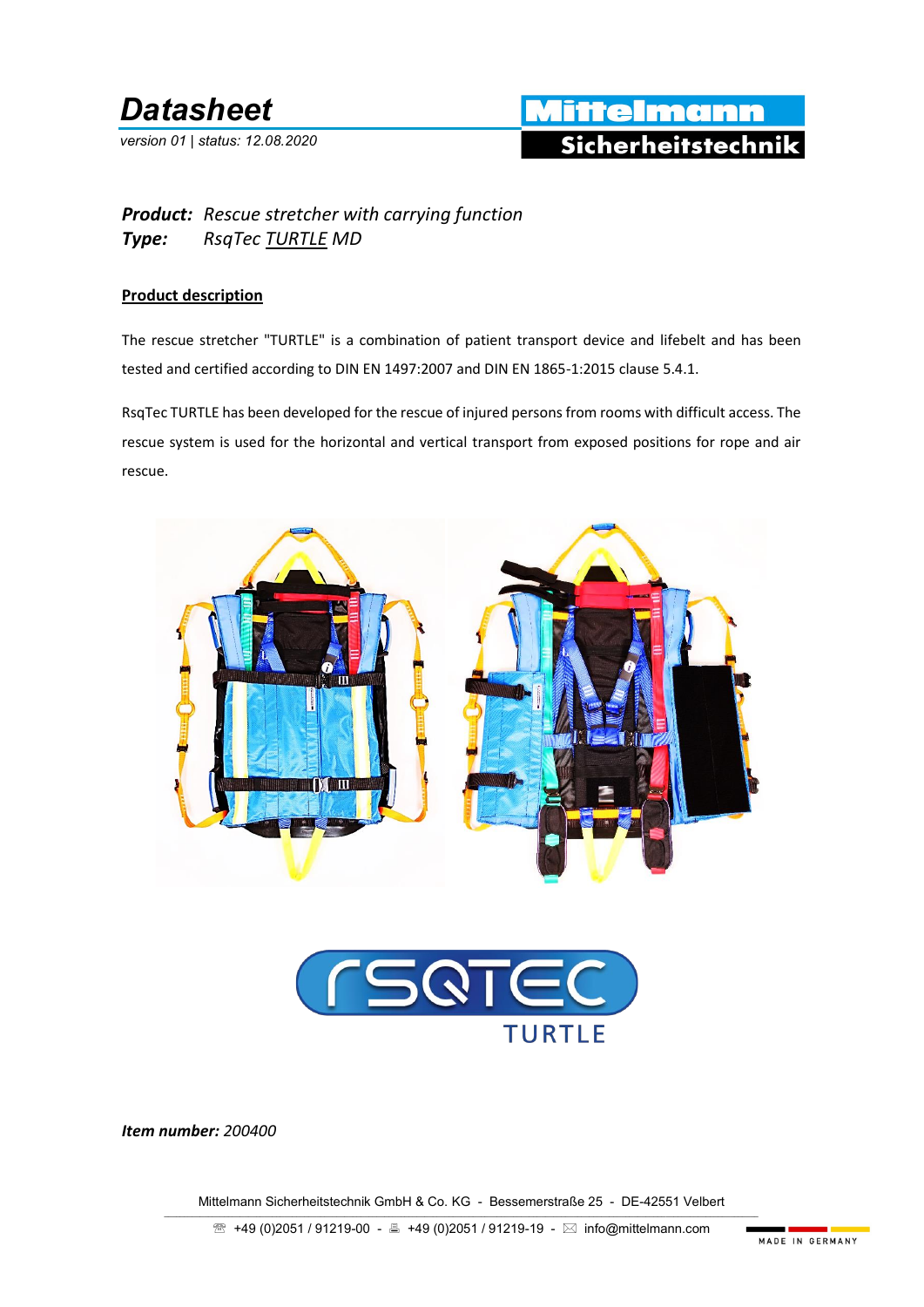# Datasheet

*version 01 | status: 12.08.2020*

**Mittelmann Sicherheitstechnik**

***Product:*** *Rescue stretcher with carrying function*
***Type:*** *RsqTec TURTLE MD*

## Product description

The rescue stretcher "TURTLE" is a combination of patient transport device and lifebelt and has been tested and certified according to DIN EN 1497:2007 and DIN EN 1865-1:2015 clause 5.4.1.

RsqTec TURTLE has been developed for the rescue of injured persons from rooms with difficult access. The rescue system is used for the horizontal and vertical transport from exposed positions for rope and air rescue.

RSQTEC TURTLE

***Item number:*** *200400*

Mittelmann Sicherheitstechnik GmbH & Co. KG - Bessemerstraße 25 - DE-42551 Velbert

☏ +49 (0)2051 / 91219-00 - 🖷 +49 (0)2051 / 91219-19 - ✉ info@mittelmann.com

MADE IN GERMANY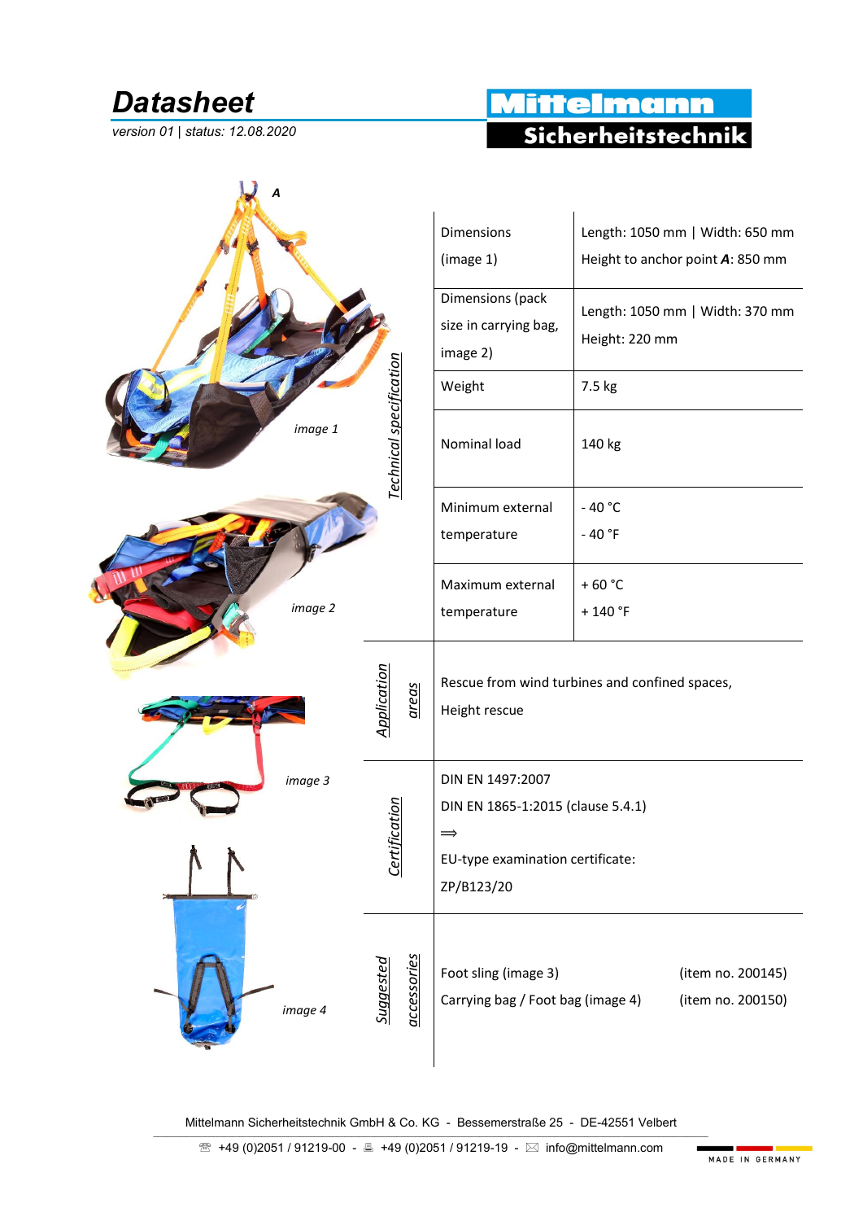# Datasheet

*version 01 | status: 12.08.2020*

Mittelmann Sicherheitstechnik

A

image 1

image 2

image 3

image 4

| | | |
|---|---|---|
| *Technical specification* | Dimensions (image 1) | Length: 1050 mm \| Width: 650 mm<br>Height to anchor point ***A***: 850 mm |
| | Dimensions (pack size in carrying bag, image 2) | Length: 1050 mm \| Width: 370 mm<br>Height: 220 mm |
| | Weight | 7.5 kg |
| | Nominal load | 140 kg |
| | Minimum external temperature | - 40 °C<br>- 40 °F |
| | Maximum external temperature | + 60 °C<br>+ 140 °F |
| *Application areas* | Rescue from wind turbines and confined spaces, Height rescue | |
| *Certification* | DIN EN 1497:2007<br>DIN EN 1865-1:2015 (clause 5.4.1)<br>⟹<br>EU-type examination certificate:<br>ZP/B123/20 | |
| *Suggested accessories* | Foot sling (image 3)<br>Carrying bag / Foot bag (image 4) | (item no. 200145)<br>(item no. 200150) |

Mittelmann Sicherheitstechnik GmbH & Co. KG - Bessemerstraße 25 - DE-42551 Velbert

☏ +49 (0)2051 / 91219-00 - 🖷 +49 (0)2051 / 91219-19 - ✉ info@mittelmann.com

MADE IN GERMANY